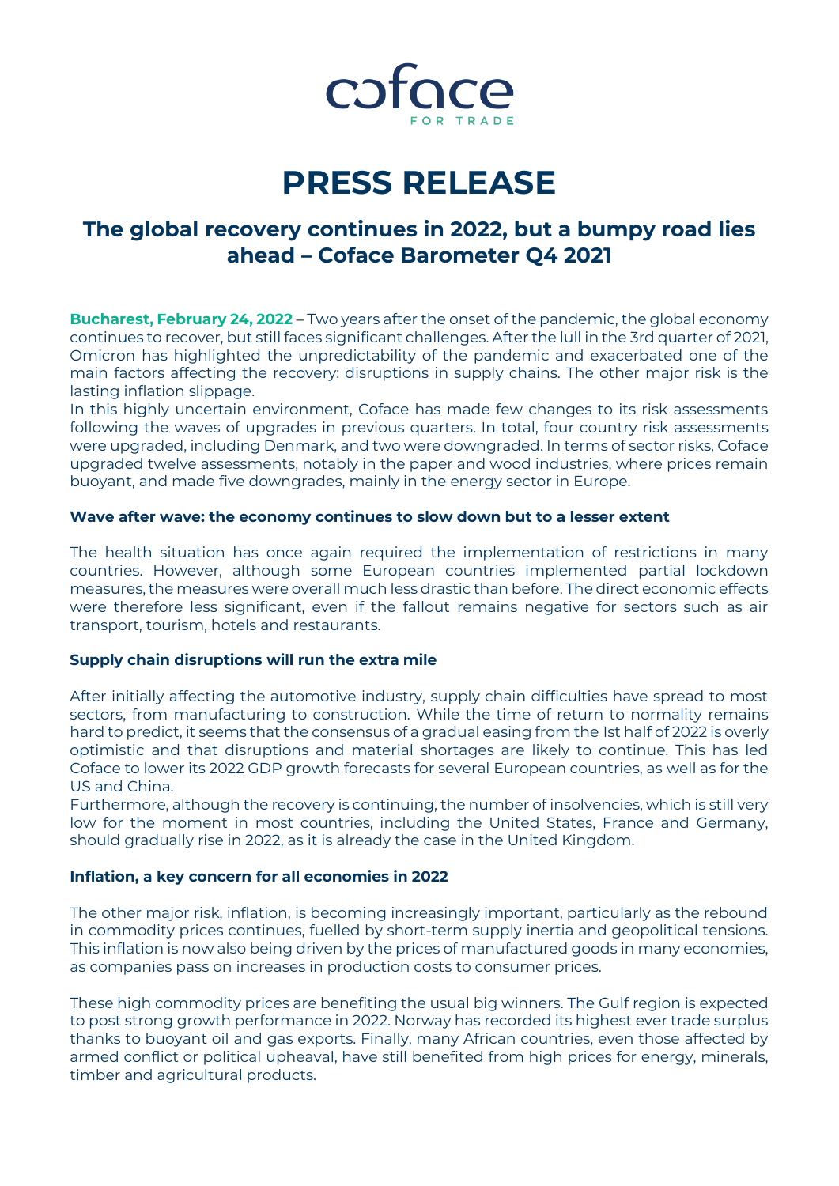# PRESS RELEASE

## The global recovery continues in 2022, but a bumpy road lies ahead – Coface Barometer Q4 2021

**Bucharest, February 24, 2022** – Two years after the onset of the pandemic, the global economy continues to recover, but still faces significant challenges. After the lull in the 3rd quarter of 2021, Omicron has highlighted the unpredictability of the pandemic and exacerbated one of the main factors affecting the recovery: disruptions in supply chains. The other major risk is the lasting inflation slippage.

In this highly uncertain environment, Coface has made few changes to its risk assessments following the waves of upgrades in previous quarters. In total, four country risk assessments were upgraded, including Denmark, and two were downgraded. In terms of sector risks, Coface upgraded twelve assessments, notably in the paper and wood industries, where prices remain buoyant, and made five downgrades, mainly in the energy sector in Europe.

### Wave after wave: the economy continues to slow down but to a lesser extent

The health situation has once again required the implementation of restrictions in many countries. However, although some European countries implemented partial lockdown measures, the measures were overall much less drastic than before. The direct economic effects were therefore less significant, even if the fallout remains negative for sectors such as air transport, tourism, hotels and restaurants.

### Supply chain disruptions will run the extra mile

After initially affecting the automotive industry, supply chain difficulties have spread to most sectors, from manufacturing to construction. While the time of return to normality remains hard to predict, it seems that the consensus of a gradual easing from the 1st half of 2022 is overly optimistic and that disruptions and material shortages are likely to continue. This has led Coface to lower its 2022 GDP growth forecasts for several European countries, as well as for the US and China.

Furthermore, although the recovery is continuing, the number of insolvencies, which is still very low for the moment in most countries, including the United States, France and Germany, should gradually rise in 2022, as it is already the case in the United Kingdom.

### Inflation, a key concern for all economies in 2022

The other major risk, inflation, is becoming increasingly important, particularly as the rebound in commodity prices continues, fuelled by short-term supply inertia and geopolitical tensions. This inflation is now also being driven by the prices of manufactured goods in many economies, as companies pass on increases in production costs to consumer prices.

These high commodity prices are benefiting the usual big winners. The Gulf region is expected to post strong growth performance in 2022. Norway has recorded its highest ever trade surplus thanks to buoyant oil and gas exports. Finally, many African countries, even those affected by armed conflict or political upheaval, have still benefited from high prices for energy, minerals, timber and agricultural products.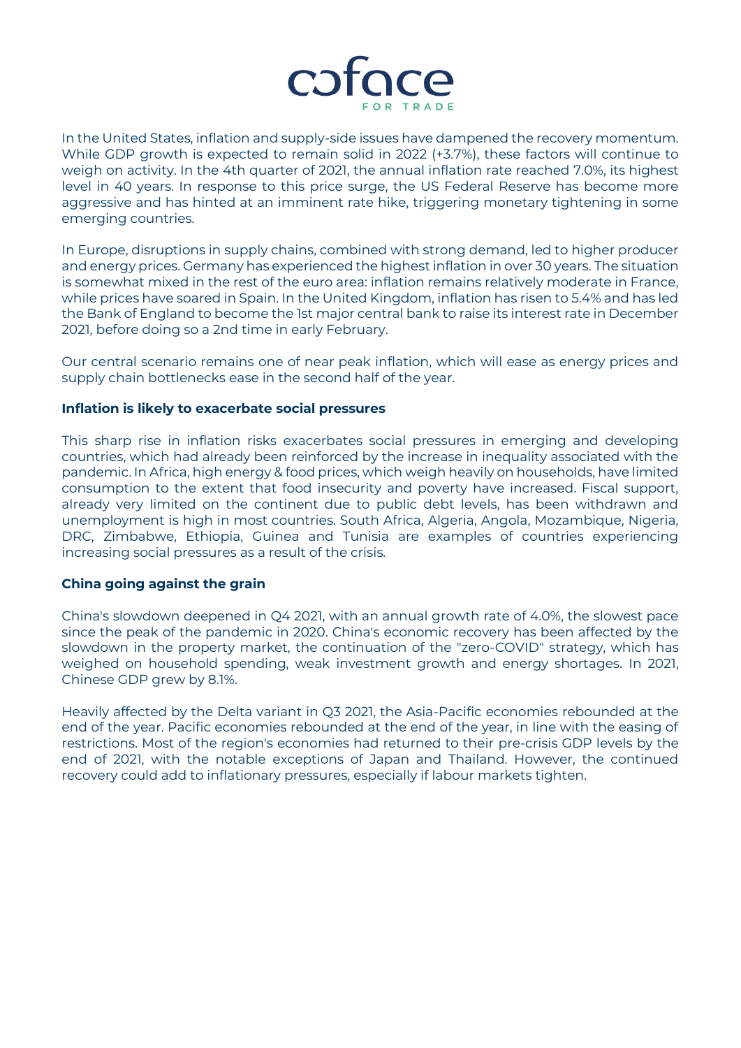In the United States, inflation and supply-side issues have dampened the recovery momentum. While GDP growth is expected to remain solid in 2022 (+3.7%), these factors will continue to weigh on activity. In the 4th quarter of 2021, the annual inflation rate reached 7.0%, its highest level in 40 years. In response to this price surge, the US Federal Reserve has become more aggressive and has hinted at an imminent rate hike, triggering monetary tightening in some emerging countries.

In Europe, disruptions in supply chains, combined with strong demand, led to higher producer and energy prices. Germany has experienced the highest inflation in over 30 years. The situation is somewhat mixed in the rest of the euro area: inflation remains relatively moderate in France, while prices have soared in Spain. In the United Kingdom, inflation has risen to 5.4% and has led the Bank of England to become the 1st major central bank to raise its interest rate in December 2021, before doing so a 2nd time in early February.

Our central scenario remains one of near peak inflation, which will ease as energy prices and supply chain bottlenecks ease in the second half of the year.

**Inflation is likely to exacerbate social pressures**

This sharp rise in inflation risks exacerbates social pressures in emerging and developing countries, which had already been reinforced by the increase in inequality associated with the pandemic. In Africa, high energy & food prices, which weigh heavily on households, have limited consumption to the extent that food insecurity and poverty have increased. Fiscal support, already very limited on the continent due to public debt levels, has been withdrawn and unemployment is high in most countries. South Africa, Algeria, Angola, Mozambique, Nigeria, DRC, Zimbabwe, Ethiopia, Guinea and Tunisia are examples of countries experiencing increasing social pressures as a result of the crisis.

**China going against the grain**

China's slowdown deepened in Q4 2021, with an annual growth rate of 4.0%, the slowest pace since the peak of the pandemic in 2020. China's economic recovery has been affected by the slowdown in the property market, the continuation of the "zero-COVID" strategy, which has weighed on household spending, weak investment growth and energy shortages. In 2021, Chinese GDP grew by 8.1%.

Heavily affected by the Delta variant in Q3 2021, the Asia-Pacific economies rebounded at the end of the year. Pacific economies rebounded at the end of the year, in line with the easing of restrictions. Most of the region's economies had returned to their pre-crisis GDP levels by the end of 2021, with the notable exceptions of Japan and Thailand. However, the continued recovery could add to inflationary pressures, especially if labour markets tighten.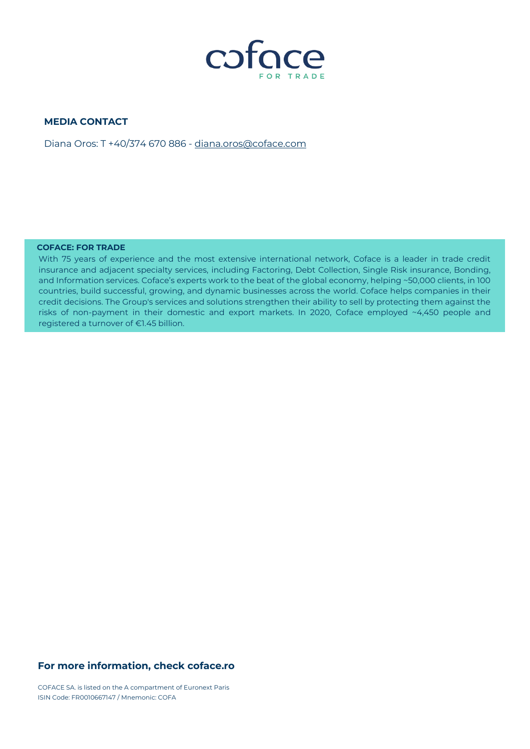## MEDIA CONTACT

Diana Oros: T +40/374 670 886 - [diana.oros@coface.com](mailto:diana.oros@coface.com)

**COFACE: FOR TRADE**

With 75 years of experience and the most extensive international network, Coface is a leader in trade credit insurance and adjacent specialty services, including Factoring, Debt Collection, Single Risk insurance, Bonding, and Information services. Coface's experts work to the beat of the global economy, helping ~50,000 clients, in 100 countries, build successful, growing, and dynamic businesses across the world. Coface helps companies in their credit decisions. The Group's services and solutions strengthen their ability to sell by protecting them against the risks of non-payment in their domestic and export markets. In 2020, Coface employed ~4,450 people and registered a turnover of €1.45 billion.

**For more information, check coface.ro**

COFACE SA. is listed on the A compartment of Euronext Paris
ISIN Code: FR0010667147 / Mnemonic: COFA